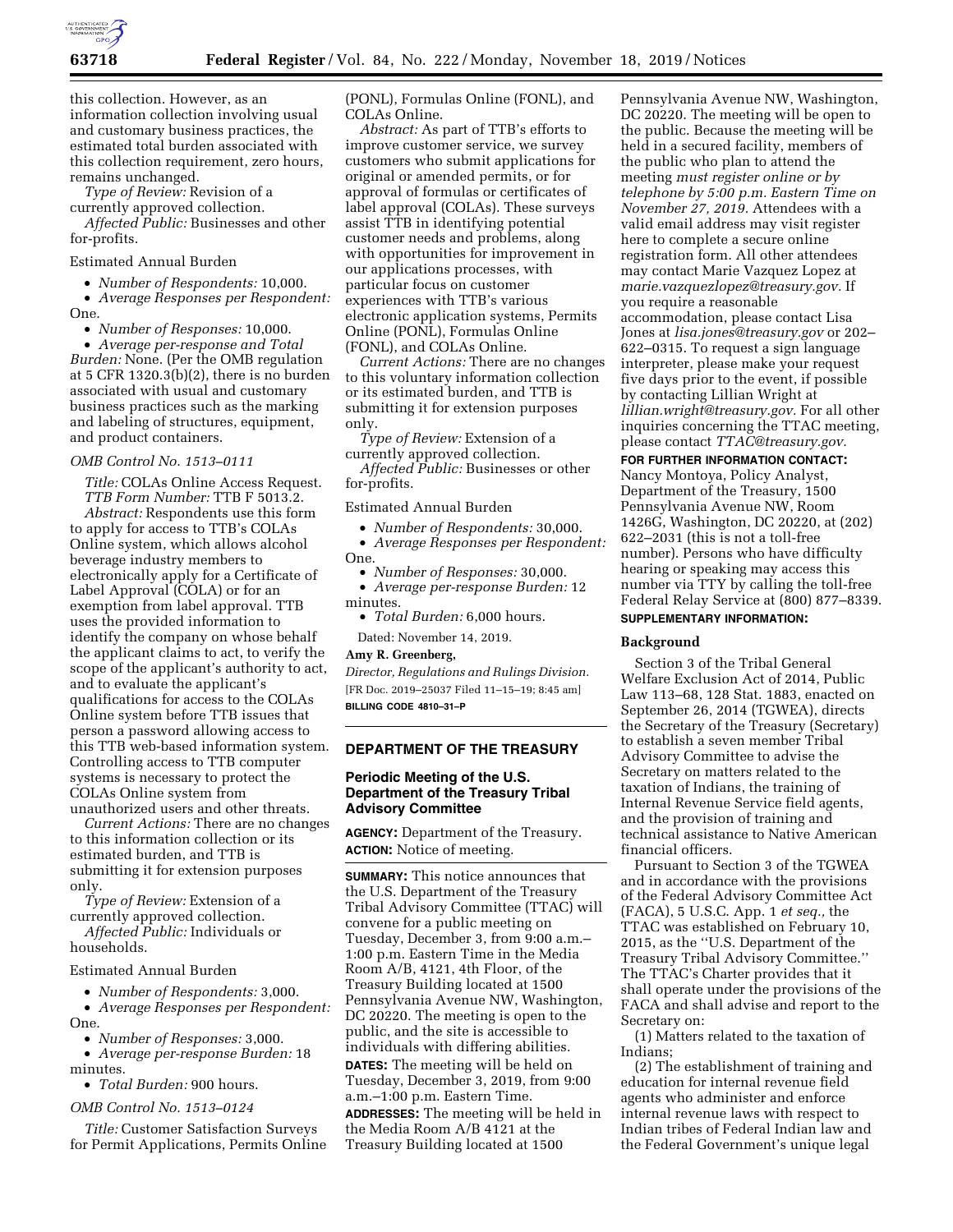this collection. However, as an information collection involving usual and customary business practices, the estimated total burden associated with this collection requirement, zero hours, remains unchanged.

*Type of Review:* Revision of a currently approved collection.

*Affected Public:* Businesses and other for-profits.

Estimated Annual Burden

- *Number of Respondents:* 10,000.
- *Average Responses per Respondent:* One.
- *Number of Responses:* 10,000.
- *Average per-response and Total Burden:* None. (Per the OMB regulation at 5 CFR 1320.3(b)(2), there is no burden associated with usual and customary business practices such as the marking and labeling of structures, equipment, and product containers.

*OMB Control No. 1513–0111*

*Title:* COLAs Online Access Request.

*TTB Form Number:* TTB F 5013.2.

*Abstract:* Respondents use this form to apply for access to TTB's COLAs Online system, which allows alcohol beverage industry members to electronically apply for a Certificate of Label Approval (COLA) or for an exemption from label approval. TTB uses the provided information to identify the company on whose behalf the applicant claims to act, to verify the scope of the applicant's authority to act, and to evaluate the applicant's qualifications for access to the COLAs Online system before TTB issues that person a password allowing access to this TTB web-based information system. Controlling access to TTB computer systems is necessary to protect the COLAs Online system from unauthorized users and other threats.

*Current Actions:* There are no changes to this information collection or its estimated burden, and TTB is submitting it for extension purposes only.

*Type of Review:* Extension of a currently approved collection.

*Affected Public:* Individuals or households.

Estimated Annual Burden

- *Number of Respondents:* 3,000.
- *Average Responses per Respondent:* One.
- *Number of Responses:* 3,000.
- *Average per-response Burden:* 18 minutes.
- *Total Burden:* 900 hours.

*OMB Control No. 1513–0124*

*Title:* Customer Satisfaction Surveys for Permit Applications, Permits Online (PONL), Formulas Online (FONL), and COLAs Online.

*Abstract:* As part of TTB's efforts to improve customer service, we survey customers who submit applications for original or amended permits, or for approval of formulas or certificates of label approval (COLAs). These surveys assist TTB in identifying potential customer needs and problems, along with opportunities for improvement in our applications processes, with particular focus on customer experiences with TTB's various electronic application systems, Permits Online (PONL), Formulas Online (FONL), and COLAs Online.

*Current Actions:* There are no changes to this voluntary information collection or its estimated burden, and TTB is submitting it for extension purposes only.

*Type of Review:* Extension of a currently approved collection.

*Affected Public:* Businesses or other for-profits.

Estimated Annual Burden

- *Number of Respondents:* 30,000.
- *Average Responses per Respondent:* One.
- *Number of Responses:* 30,000.
- *Average per-response Burden:* 12 minutes.
- *Total Burden:* 6,000 hours.

Dated: November 14, 2019.

**Amy R. Greenberg,**

*Director, Regulations and Rulings Division.*

[FR Doc. 2019–25037 Filed 11–15–19; 8:45 am]

**BILLING CODE 4810–31–P**

## DEPARTMENT OF THE TREASURY

### Periodic Meeting of the U.S. Department of the Treasury Tribal Advisory Committee

**AGENCY:** Department of the Treasury.

**ACTION:** Notice of meeting.

**SUMMARY:** This notice announces that the U.S. Department of the Treasury Tribal Advisory Committee (TTAC) will convene for a public meeting on Tuesday, December 3, from 9:00 a.m.–1:00 p.m. Eastern Time in the Media Room A/B, 4121, 4th Floor, of the Treasury Building located at 1500 Pennsylvania Avenue NW, Washington, DC 20220. The meeting is open to the public, and the site is accessible to individuals with differing abilities.

**DATES:** The meeting will be held on Tuesday, December 3, 2019, from 9:00 a.m.–1:00 p.m. Eastern Time.

**ADDRESSES:** The meeting will be held in the Media Room A/B 4121 at the Treasury Building located at 1500 Pennsylvania Avenue NW, Washington, DC 20220. The meeting will be open to the public. Because the meeting will be held in a secured facility, members of the public who plan to attend the meeting *must register online or by telephone by 5:00 p.m. Eastern Time on November 27, 2019.* Attendees with a valid email address may visit register here to complete a secure online registration form. All other attendees may contact Marie Vazquez Lopez at *marie.vazquezlopez@treasury.gov.* If you require a reasonable accommodation, please contact Lisa Jones at *lisa.jones@treasury.gov* or 202–622–0315. To request a sign language interpreter, please make your request five days prior to the event, if possible by contacting Lillian Wright at *lillian.wright@treasury.gov.* For all other inquiries concerning the TTAC meeting, please contact *TTAC@treasury.gov.*

**FOR FURTHER INFORMATION CONTACT:** Nancy Montoya, Policy Analyst, Department of the Treasury, 1500 Pennsylvania Avenue NW, Room 1426G, Washington, DC 20220, at (202) 622–2031 (this is not a toll-free number). Persons who have difficulty hearing or speaking may access this number via TTY by calling the toll-free Federal Relay Service at (800) 877–8339.

**SUPPLEMENTARY INFORMATION:**

#### Background

Section 3 of the Tribal General Welfare Exclusion Act of 2014, Public Law 113–68, 128 Stat. 1883, enacted on September 26, 2014 (TGWEA), directs the Secretary of the Treasury (Secretary) to establish a seven member Tribal Advisory Committee to advise the Secretary on matters related to the taxation of Indians, the training of Internal Revenue Service field agents, and the provision of training and technical assistance to Native American financial officers.

Pursuant to Section 3 of the TGWEA and in accordance with the provisions of the Federal Advisory Committee Act (FACA), 5 U.S.C. App. 1 *et seq.,* the TTAC was established on February 10, 2015, as the ''U.S. Department of the Treasury Tribal Advisory Committee.'' The TTAC's Charter provides that it shall operate under the provisions of the FACA and shall advise and report to the Secretary on:

(1) Matters related to the taxation of Indians;

(2) The establishment of training and education for internal revenue field agents who administer and enforce internal revenue laws with respect to Indian tribes of Federal Indian law and the Federal Government's unique legal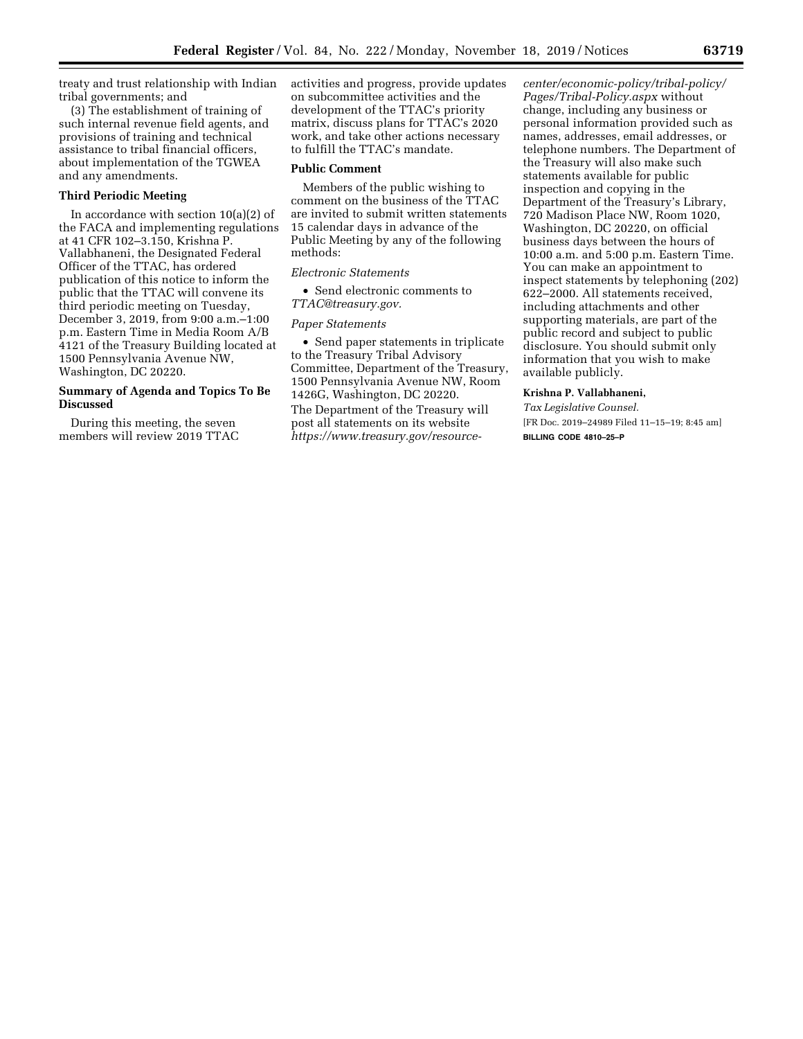treaty and trust relationship with Indian tribal governments; and

(3) The establishment of training of such internal revenue field agents, and provisions of training and technical assistance to tribal financial officers, about implementation of the TGWEA and any amendments.

### Third Periodic Meeting

In accordance with section 10(a)(2) of the FACA and implementing regulations at 41 CFR 102–3.150, Krishna P. Vallabhaneni, the Designated Federal Officer of the TTAC, has ordered publication of this notice to inform the public that the TTAC will convene its third periodic meeting on Tuesday, December 3, 2019, from 9:00 a.m.–1:00 p.m. Eastern Time in Media Room A/B 4121 of the Treasury Building located at 1500 Pennsylvania Avenue NW, Washington, DC 20220.

### Summary of Agenda and Topics To Be Discussed

During this meeting, the seven members will review 2019 TTAC activities and progress, provide updates on subcommittee activities and the development of the TTAC's priority matrix, discuss plans for TTAC's 2020 work, and take other actions necessary to fulfill the TTAC's mandate.

### Public Comment

Members of the public wishing to comment on the business of the TTAC are invited to submit written statements 15 calendar days in advance of the Public Meeting by any of the following methods:

*Electronic Statements*

- Send electronic comments to *TTAC@treasury.gov.*

*Paper Statements*

- Send paper statements in triplicate to the Treasury Tribal Advisory Committee, Department of the Treasury, 1500 Pennsylvania Avenue NW, Room 1426G, Washington, DC 20220.

The Department of the Treasury will post all statements on its website *https://www.treasury.gov/resource-center/economic-policy/tribal-policy/Pages/Tribal-Policy.aspx* without change, including any business or personal information provided such as names, addresses, email addresses, or telephone numbers. The Department of the Treasury will also make such statements available for public inspection and copying in the Department of the Treasury's Library, 720 Madison Place NW, Room 1020, Washington, DC 20220, on official business days between the hours of 10:00 a.m. and 5:00 p.m. Eastern Time. You can make an appointment to inspect statements by telephoning (202) 622–2000. All statements received, including attachments and other supporting materials, are part of the public record and subject to public disclosure. You should submit only information that you wish to make available publicly.

**Krishna P. Vallabhaneni,**

*Tax Legislative Counsel.*

[FR Doc. 2019–24989 Filed 11–15–19; 8:45 am]

**BILLING CODE 4810–25–P**